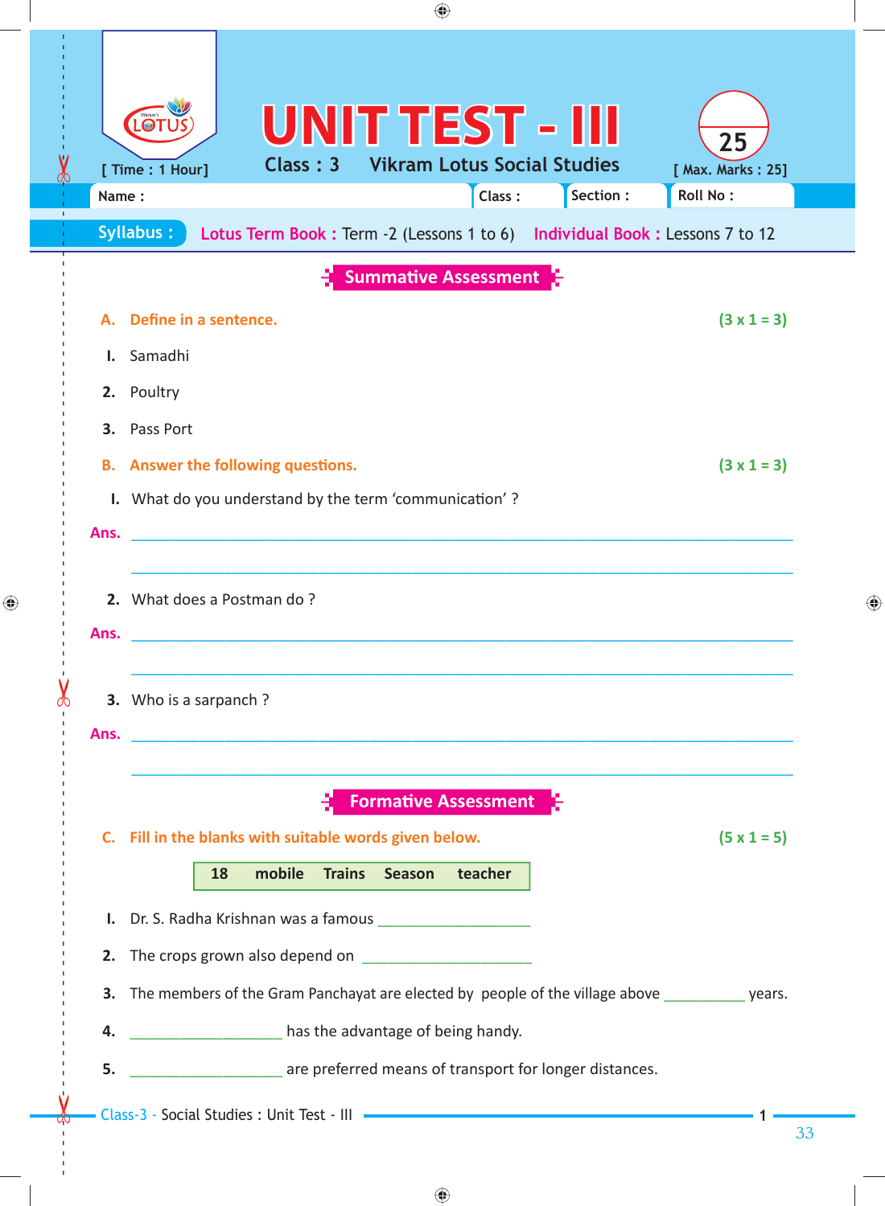# UNIT TEST - III

[ Time : 1 Hour] Class : 3 Vikram Lotus Social Studies [ Max. Marks : 25]

Name : Class : Section : Roll No :

**Syllabus :** Lotus Term Book : Term -2 (Lessons 1 to 6) Individual Book : Lessons 7 to 12

## Summative Assessment

**A. Define in a sentence.** **(3 x 1 = 3)**

1. Samadhi
2. Poultry
3. Pass Port

**B. Answer the following questions.** **(3 x 1 = 3)**

1. What do you understand by the term 'communication' ?

**Ans.** ______________________________________________

______________________________________________

2. What does a Postman do ?

**Ans.** ______________________________________________

______________________________________________

3. Who is a sarpanch ?

**Ans.** ______________________________________________

______________________________________________

## Formative Assessment

**C. Fill in the blanks with suitable words given below.** **(5 x 1 = 5)**

| 18 | mobile | Trains | Season | teacher |
|---|---|---|---|---|

1. Dr. S. Radha Krishnan was a famous ________________
2. The crops grown also depend on ________________
3. The members of the Gram Panchayat are elected by people of the village above __________ years.
4. ________________ has the advantage of being handy.
5. ________________ are preferred means of transport for longer distances.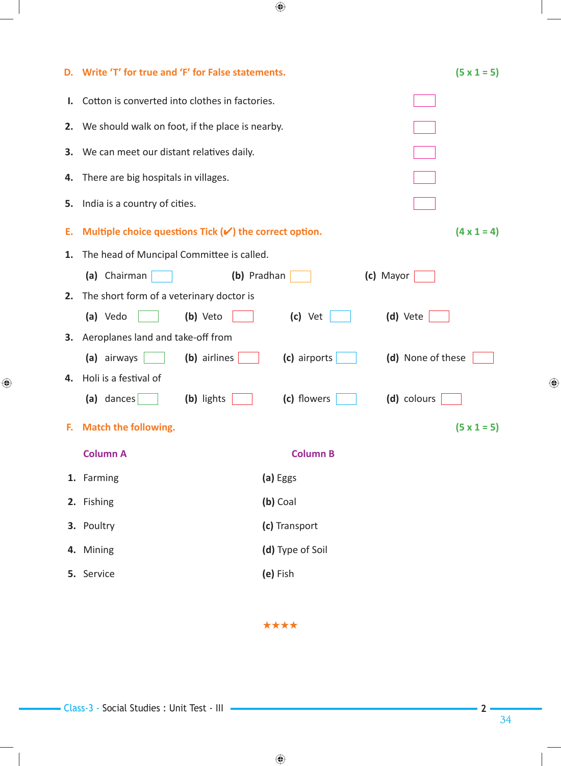## D. Write 'T' for true and 'F' for False statements. (5 x 1 = 5)

1. Cotton is converted into clothes in factories. ☐
2. We should walk on foot, if the place is nearby. ☐
3. We can meet our distant relatives daily. ☐
4. There are big hospitals in villages. ☐
5. India is a country of cities. ☐

## E. Multiple choice questions Tick (✔) the correct option. (4 x 1 = 4)

1. The head of Muncipal Committee is called.

   (a) Chairman ☐ (b) Pradhan ☐ (c) Mayor ☐

2. The short form of a veterinary doctor is

   (a) Vedo ☐ (b) Veto ☐ (c) Vet ☐ (d) Vete ☐

3. Aeroplanes land and take-off from

   (a) airways ☐ (b) airlines ☐ (c) airports ☐ (d) None of these ☐

4. Holi is a festival of

   (a) dances ☐ (b) lights ☐ (c) flowers ☐ (d) colours ☐

## F. Match the following. (5 x 1 = 5)

| Column A | Column B |
|---|---|
| 1. Farming | (a) Eggs |
| 2. Fishing | (b) Coal |
| 3. Poultry | (c) Transport |
| 4. Mining | (d) Type of Soil |
| 5. Service | (e) Fish |

★★★★